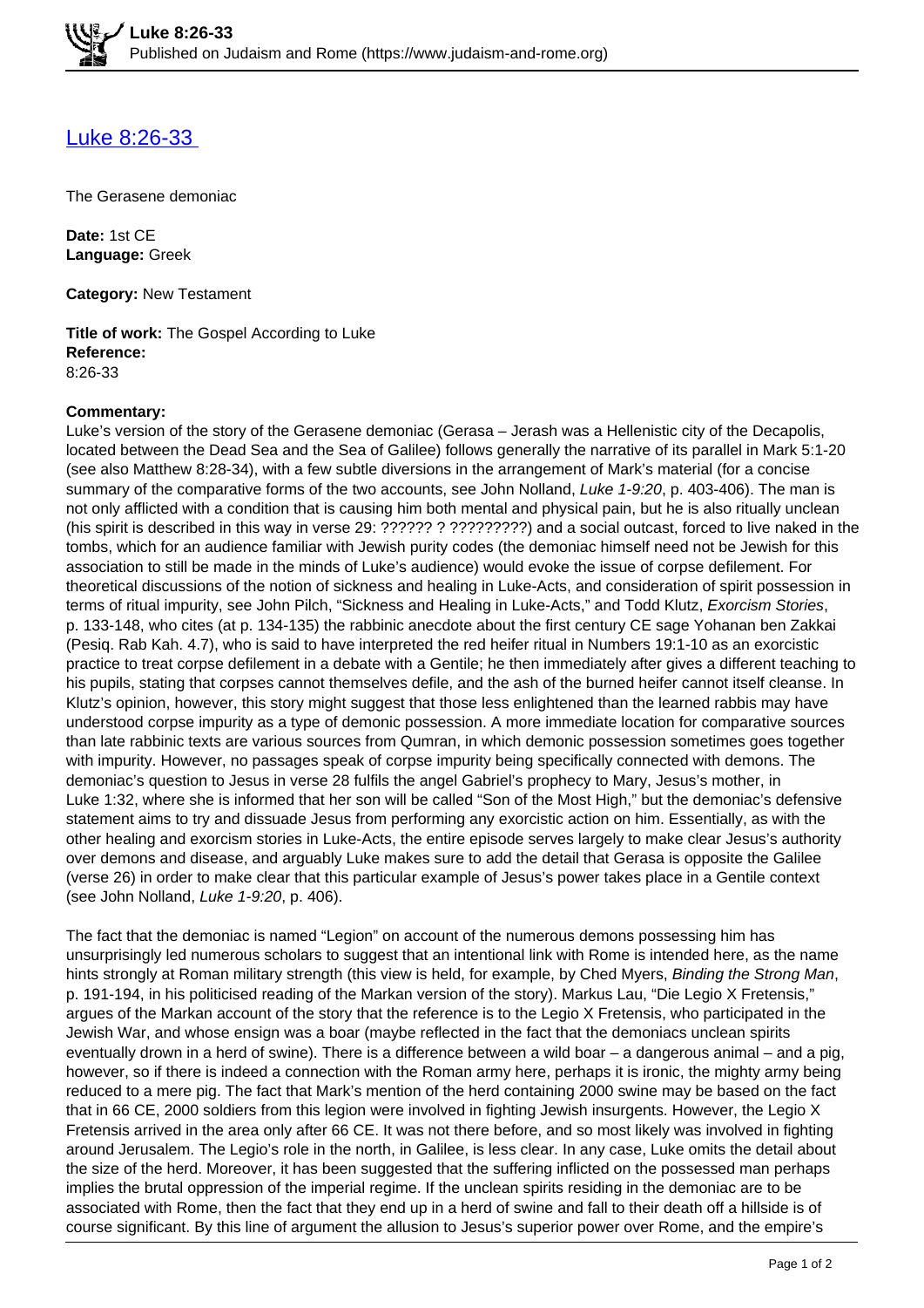# Luke 8:26-33

The Gerasene demoniac

**Date:** 1st CE
**Language:** Greek

**Category:** New Testament

**Title of work:** The Gospel According to Luke
**Reference:**
8:26-33

**Commentary:**
Luke's version of the story of the Gerasene demoniac (Gerasa – Jerash was a Hellenistic city of the Decapolis, located between the Dead Sea and the Sea of Galilee) follows generally the narrative of its parallel in Mark 5:1-20 (see also Matthew 8:28-34), with a few subtle diversions in the arrangement of Mark's material (for a concise summary of the comparative forms of the two accounts, see John Nolland, *Luke 1-9:20*, p. 403-406). The man is not only afflicted with a condition that is causing him both mental and physical pain, but he is also ritually unclean (his spirit is described in this way in verse 29: ?????? ? ?????????) and a social outcast, forced to live naked in the tombs, which for an audience familiar with Jewish purity codes (the demoniac himself need not be Jewish for this association to still be made in the minds of Luke's audience) would evoke the issue of corpse defilement. For theoretical discussions of the notion of sickness and healing in Luke-Acts, and consideration of spirit possession in terms of ritual impurity, see John Pilch, "Sickness and Healing in Luke-Acts," and Todd Klutz, *Exorcism Stories*, p. 133-148, who cites (at p. 134-135) the rabbinic anecdote about the first century CE sage Yohanan ben Zakkai (Pesiq. Rab Kah. 4.7), who is said to have interpreted the red heifer ritual in Numbers 19:1-10 as an exorcistic practice to treat corpse defilement in a debate with a Gentile; he then immediately after gives a different teaching to his pupils, stating that corpses cannot themselves defile, and the ash of the burned heifer cannot itself cleanse. In Klutz's opinion, however, this story might suggest that those less enlightened than the learned rabbis may have understood corpse impurity as a type of demonic possession. A more immediate location for comparative sources than late rabbinic texts are various sources from Qumran, in which demonic possession sometimes goes together with impurity. However, no passages speak of corpse impurity being specifically connected with demons. The demoniac's question to Jesus in verse 28 fulfils the angel Gabriel's prophecy to Mary, Jesus's mother, in Luke 1:32, where she is informed that her son will be called "Son of the Most High," but the demoniac's defensive statement aims to try and dissuade Jesus from performing any exorcistic action on him. Essentially, as with the other healing and exorcism stories in Luke-Acts, the entire episode serves largely to make clear Jesus's authority over demons and disease, and arguably Luke makes sure to add the detail that Gerasa is opposite the Galilee (verse 26) in order to make clear that this particular example of Jesus's power takes place in a Gentile context (see John Nolland, *Luke 1-9:20*, p. 406).

The fact that the demoniac is named "Legion" on account of the numerous demons possessing him has unsurprisingly led numerous scholars to suggest that an intentional link with Rome is intended here, as the name hints strongly at Roman military strength (this view is held, for example, by Ched Myers, *Binding the Strong Man*, p. 191-194, in his politicised reading of the Markan version of the story). Markus Lau, "Die Legio X Fretensis," argues of the Markan account of the story that the reference is to the Legio X Fretensis, who participated in the Jewish War, and whose ensign was a boar (maybe reflected in the fact that the demoniacs unclean spirits eventually drown in a herd of swine). There is a difference between a wild boar – a dangerous animal – and a pig, however, so if there is indeed a connection with the Roman army here, perhaps it is ironic, the mighty army being reduced to a mere pig. The fact that Mark's mention of the herd containing 2000 swine may be based on the fact that in 66 CE, 2000 soldiers from this legion were involved in fighting Jewish insurgents. However, the Legio X Fretensis arrived in the area only after 66 CE. It was not there before, and so most likely was involved in fighting around Jerusalem. The Legio's role in the north, in Galilee, is less clear. In any case, Luke omits the detail about the size of the herd. Moreover, it has been suggested that the suffering inflicted on the possessed man perhaps implies the brutal oppression of the imperial regime. If the unclean spirits residing in the demoniac are to be associated with Rome, then the fact that they end up in a herd of swine and fall to their death off a hillside is of course significant. By this line of argument the allusion to Jesus's superior power over Rome, and the empire's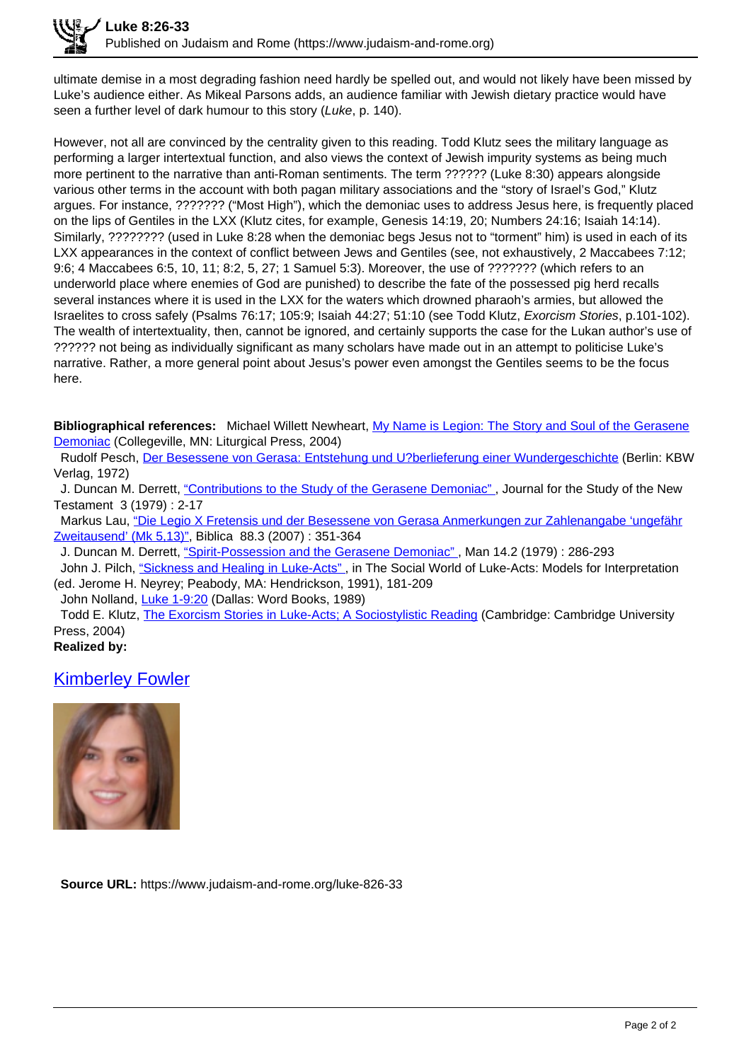ultimate demise in a most degrading fashion need hardly be spelled out, and would not likely have been missed by Luke's audience either. As Mikeal Parsons adds, an audience familiar with Jewish dietary practice would have seen a further level of dark humour to this story (*Luke*, p. 140).

However, not all are convinced by the centrality given to this reading. Todd Klutz sees the military language as performing a larger intertextual function, and also views the context of Jewish impurity systems as being much more pertinent to the narrative than anti-Roman sentiments. The term ?????? (Luke 8:30) appears alongside various other terms in the account with both pagan military associations and the "story of Israel's God," Klutz argues. For instance, ??????? ("Most High"), which the demoniac uses to address Jesus here, is frequently placed on the lips of Gentiles in the LXX (Klutz cites, for example, Genesis 14:19, 20; Numbers 24:16; Isaiah 14:14). Similarly, ???????? (used in Luke 8:28 when the demoniac begs Jesus not to "torment" him) is used in each of its LXX appearances in the context of conflict between Jews and Gentiles (see, not exhaustively, 2 Maccabees 7:12; 9:6; 4 Maccabees 6:5, 10, 11; 8:2, 5, 27; 1 Samuel 5:3). Moreover, the use of ??????? (which refers to an underworld place where enemies of God are punished) to describe the fate of the possessed pig herd recalls several instances where it is used in the LXX for the waters which drowned pharaoh's armies, but allowed the Israelites to cross safely (Psalms 76:17; 105:9; Isaiah 44:27; 51:10 (see Todd Klutz, *Exorcism Stories*, p.101-102). The wealth of intertextuality, then, cannot be ignored, and certainly supports the case for the Lukan author's use of ?????? not being as individually significant as many scholars have made out in an attempt to politicise Luke's narrative. Rather, a more general point about Jesus's power even amongst the Gentiles seems to be the focus here.

**Bibliographical references:** Michael Willett Newheart, My Name is Legion: The Story and Soul of the Gerasene Demoniac (Collegeville, MN: Liturgical Press, 2004)

Rudolf Pesch, Der Besessene von Gerasa: Entstehung und U?berlieferung einer Wundergeschichte (Berlin: KBW Verlag, 1972)

J. Duncan M. Derrett, "Contributions to the Study of the Gerasene Demoniac" , Journal for the Study of the New Testament 3 (1979) : 2-17

Markus Lau, "Die Legio X Fretensis und der Besessene von Gerasa Anmerkungen zur Zahlenangabe 'ungefähr Zweitausend' (Mk 5,13)", Biblica 88.3 (2007) : 351-364

J. Duncan M. Derrett, "Spirit-Possession and the Gerasene Demoniac" , Man 14.2 (1979) : 286-293

John J. Pilch, "Sickness and Healing in Luke-Acts" , in The Social World of Luke-Acts: Models for Interpretation (ed. Jerome H. Neyrey; Peabody, MA: Hendrickson, 1991), 181-209

John Nolland, Luke 1-9:20 (Dallas: Word Books, 1989)

Todd E. Klutz, The Exorcism Stories in Luke-Acts; A Sociostylistic Reading (Cambridge: Cambridge University Press, 2004)

**Realized by:**

## Kimberley Fowler

**Source URL:** https://www.judaism-and-rome.org/luke-826-33